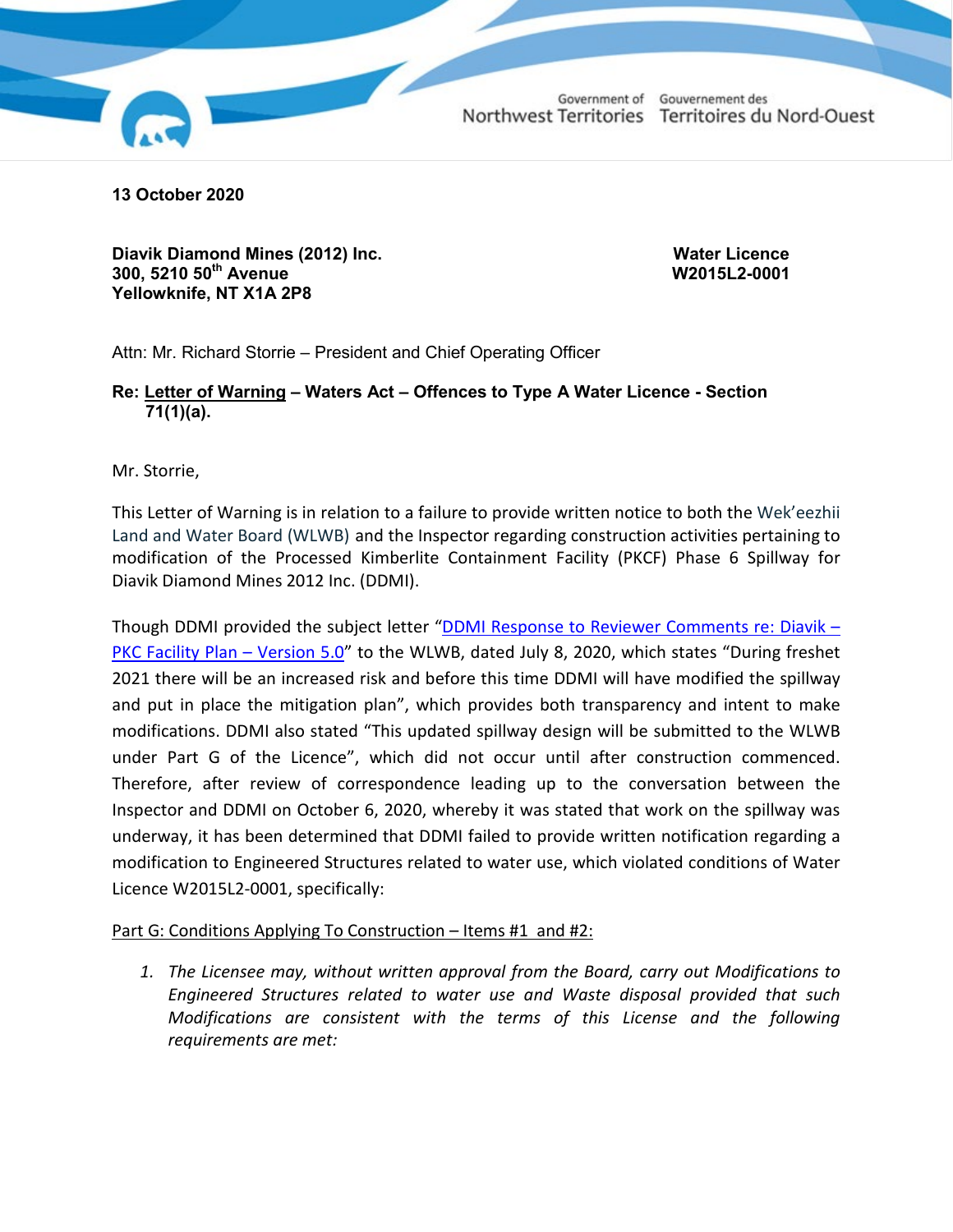Government of Northwest Territories | Gouvernement des Territoires du Nord-Ouest

**13 October 2020**

**Diavik Diamond Mines (2012) Inc.**
**300, 5210 50th Avenue**
**Yellowknife, NT X1A 2P8**

**Water Licence**
**W2015L2-0001**

Attn: Mr. Richard Storrie – President and Chief Operating Officer

**Re: Letter of Warning – Waters Act – Offences to Type A Water Licence - Section 71(1)(a).**

Mr. Storrie,

This Letter of Warning is in relation to a failure to provide written notice to both the Wek'eezhii Land and Water Board (WLWB) and the Inspector regarding construction activities pertaining to modification of the Processed Kimberlite Containment Facility (PKCF) Phase 6 Spillway for Diavik Diamond Mines 2012 Inc. (DDMI).

Though DDMI provided the subject letter "DDMI Response to Reviewer Comments re: Diavik – PKC Facility Plan – Version 5.0" to the WLWB, dated July 8, 2020, which states "During freshet 2021 there will be an increased risk and before this time DDMI will have modified the spillway and put in place the mitigation plan", which provides both transparency and intent to make modifications. DDMI also stated "This updated spillway design will be submitted to the WLWB under Part G of the Licence", which did not occur until after construction commenced. Therefore, after review of correspondence leading up to the conversation between the Inspector and DDMI on October 6, 2020, whereby it was stated that work on the spillway was underway, it has been determined that DDMI failed to provide written notification regarding a modification to Engineered Structures related to water use, which violated conditions of Water Licence W2015L2-0001, specifically:

Part G: Conditions Applying To Construction – Items #1 and #2:

1. *The Licensee may, without written approval from the Board, carry out Modifications to Engineered Structures related to water use and Waste disposal provided that such Modifications are consistent with the terms of this License and the following requirements are met:*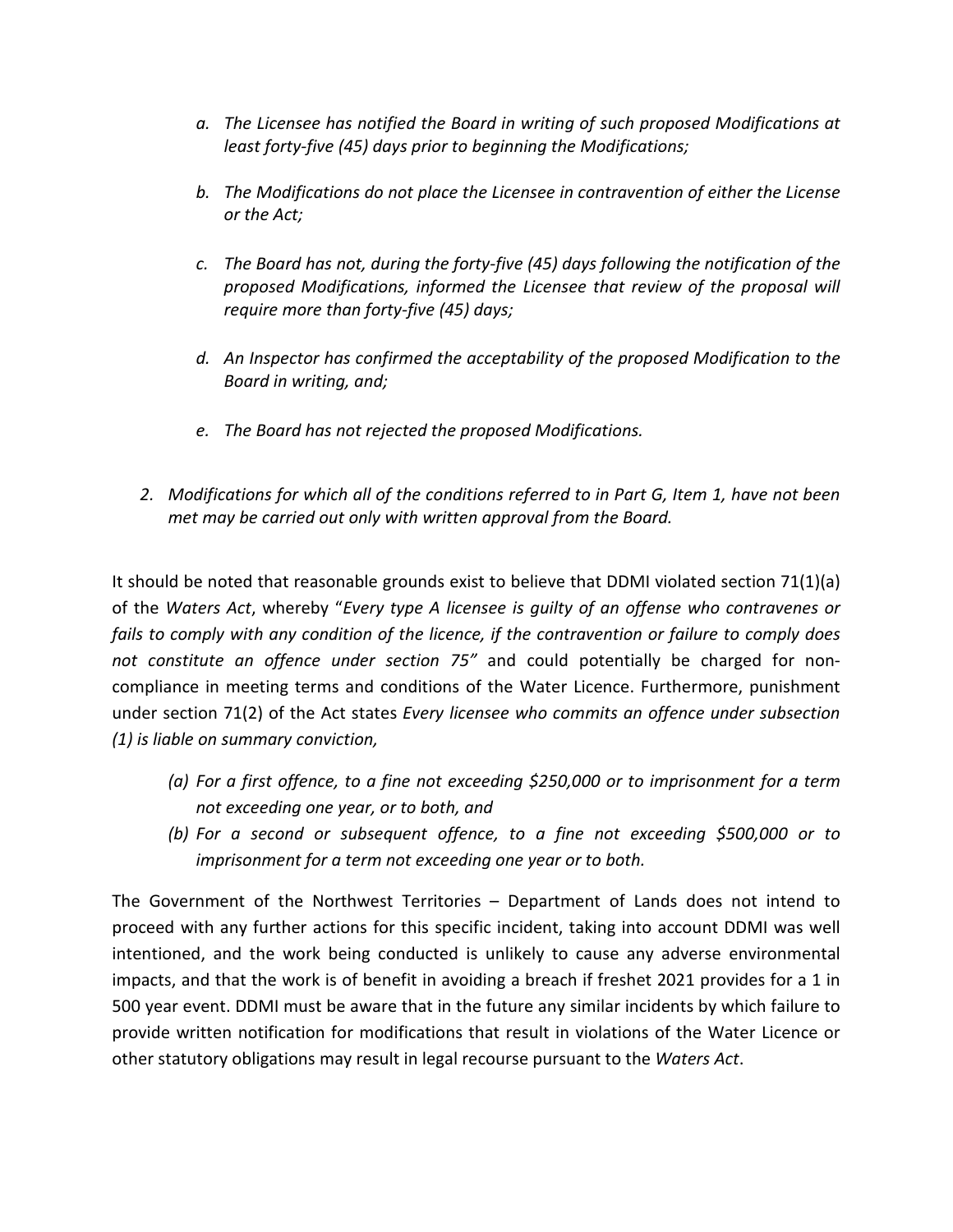*a. The Licensee has notified the Board in writing of such proposed Modifications at least forty-five (45) days prior to beginning the Modifications;*

*b. The Modifications do not place the Licensee in contravention of either the License or the Act;*

*c. The Board has not, during the forty-five (45) days following the notification of the proposed Modifications, informed the Licensee that review of the proposal will require more than forty-five (45) days;*

*d. An Inspector has confirmed the acceptability of the proposed Modification to the Board in writing, and;*

*e. The Board has not rejected the proposed Modifications.*

*2. Modifications for which all of the conditions referred to in Part G, Item 1, have not been met may be carried out only with written approval from the Board.*

It should be noted that reasonable grounds exist to believe that DDMI violated section 71(1)(a) of the *Waters Act*, whereby "*Every type A licensee is guilty of an offense who contravenes or fails to comply with any condition of the licence, if the contravention or failure to comply does not constitute an offence under section 75"* and could potentially be charged for non-compliance in meeting terms and conditions of the Water Licence. Furthermore, punishment under section 71(2) of the Act states *Every licensee who commits an offence under subsection (1) is liable on summary conviction,*

*(a) For a first offence, to a fine not exceeding $250,000 or to imprisonment for a term not exceeding one year, or to both, and*

*(b) For a second or subsequent offence, to a fine not exceeding $500,000 or to imprisonment for a term not exceeding one year or to both.*

The Government of the Northwest Territories – Department of Lands does not intend to proceed with any further actions for this specific incident, taking into account DDMI was well intentioned, and the work being conducted is unlikely to cause any adverse environmental impacts, and that the work is of benefit in avoiding a breach if freshet 2021 provides for a 1 in 500 year event. DDMI must be aware that in the future any similar incidents by which failure to provide written notification for modifications that result in violations of the Water Licence or other statutory obligations may result in legal recourse pursuant to the *Waters Act*.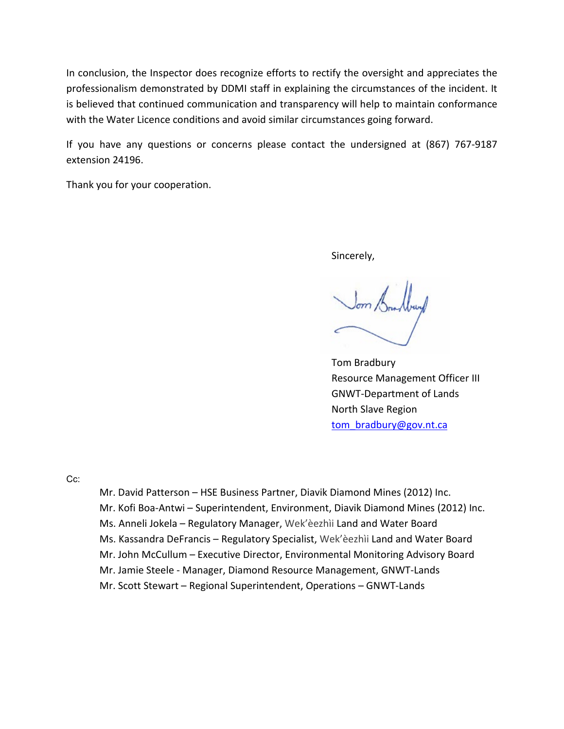In conclusion, the Inspector does recognize efforts to rectify the oversight and appreciates the professionalism demonstrated by DDMI staff in explaining the circumstances of the incident. It is believed that continued communication and transparency will help to maintain conformance with the Water Licence conditions and avoid similar circumstances going forward.

If you have any questions or concerns please contact the undersigned at (867) 767-9187 extension 24196.

Thank you for your cooperation.

Sincerely,

Tom Bradbury
Resource Management Officer III
GNWT-Department of Lands
North Slave Region
tom_bradbury@gov.nt.ca

Cc:

- Mr. David Patterson – HSE Business Partner, Diavik Diamond Mines (2012) Inc.
- Mr. Kofi Boa-Antwi – Superintendent, Environment, Diavik Diamond Mines (2012) Inc.
- Ms. Anneli Jokela – Regulatory Manager, Wek'èezhìi Land and Water Board
- Ms. Kassandra DeFrancis – Regulatory Specialist, Wek'èezhìi Land and Water Board
- Mr. John McCullum – Executive Director, Environmental Monitoring Advisory Board
- Mr. Jamie Steele - Manager, Diamond Resource Management, GNWT-Lands
- Mr. Scott Stewart – Regional Superintendent, Operations – GNWT-Lands